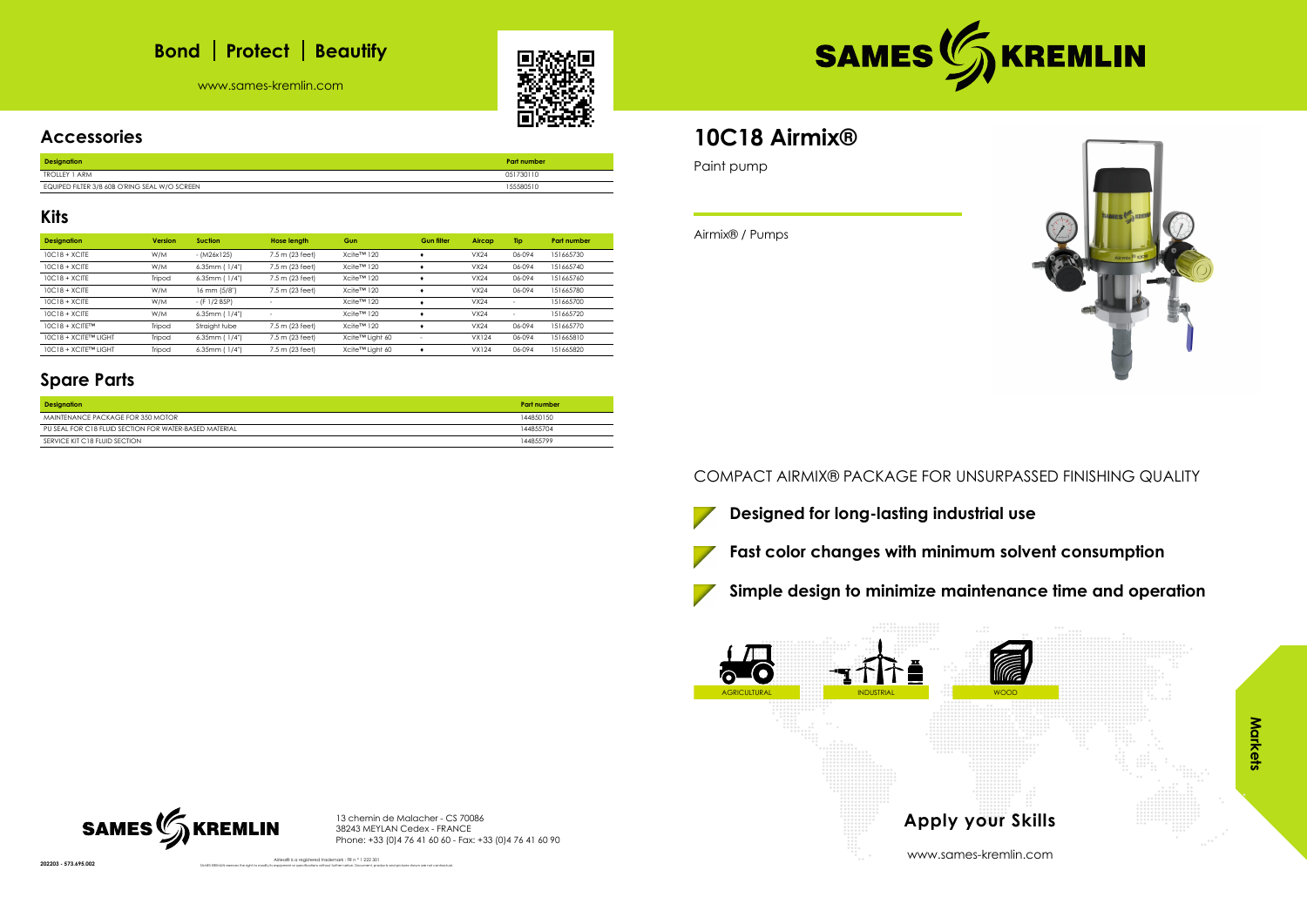# Bond | Protect | Beautify

www.sames-kremlin.com

## Accessories

| Designation | Part number |
|---|---|
| TROLLEY 1 ARM | 051730110 |
| EQUIPED FILTER 3/8 60B O'RING SEAL W/O SCREEN | 155580510 |

## Kits

| Designation | Version | Suction | Hose length | Gun | Gun filter | Aircap | Tip | Part number |
|---|---|---|---|---|---|---|---|---|
| 10C18 + XCITE | W/M | - (M26x125) | 7.5 m (23 feet) | Xcite™ 120 | ♦ | VX24 | 06-094 | 151665730 |
| 10C18 + XCITE | W/M | 6.35mm ( 1/4") | 7.5 m (23 feet) | Xcite™ 120 | ♦ | VX24 | 06-094 | 151665740 |
| 10C18 + XCITE | Tripod | 6.35mm ( 1/4") | 7.5 m (23 feet) | Xcite™ 120 | ♦ | VX24 | 06-094 | 151665760 |
| 10C18 + XCITE | W/M | 16 mm (5/8") | 7.5 m (23 feet) | Xcite™ 120 | ♦ | VX24 | 06-094 | 151665780 |
| 10C18 + XCITE | W/M | - (F 1/2 BSP) | - | Xcite™ 120 | ♦ | VX24 | - | 151665700 |
| 10C18 + XCITE | W/M | 6.35mm ( 1/4") | - | Xcite™ 120 | ♦ | VX24 | - | 151665720 |
| 10C18 + XCITE™ | Tripod | Straight tube | 7.5 m (23 feet) | Xcite™ 120 | ♦ | VX24 | 06-094 | 151665770 |
| 10C18 + XCITE™ LIGHT | Tripod | 6.35mm ( 1/4") | 7.5 m (23 feet) | Xcite™ Light 60 | - | VX124 | 06-094 | 151665810 |
| 10C18 + XCITE™ LIGHT | Tripod | 6.35mm ( 1/4") | 7.5 m (23 feet) | Xcite™ Light 60 | ♦ | VX124 | 06-094 | 151665820 |

## Spare Parts

| Designation | Part number |
|---|---|
| MAINTENANCE PACKAGE FOR 350 MOTOR | 144850150 |
| PU SEAL FOR C18 FLUID SECTION FOR WATER-BASED MATERIAL | 144855704 |
| SERVICE KIT C18 FLUID SECTION | 144855799 |

SAMES KREMLIN

13 chemin de Malacher - CS 70086
38243 MEYLAN Cedex - FRANCE
Phone: +33 (0)4 76 41 60 60 - Fax: +33 (0)4 76 41 60 90

Airmix® is a registered trademark : FR n° 1 222 301
SAMES KREMLIN reserves the right to modify its equipment or specifications without further notice. Document, products and pictures shown are not contractual.

202203 - 573.695.002

SAMES KREMLIN

# 10C18 Airmix®

Paint pump

Airmix® / Pumps

COMPACT AIRMIX® PACKAGE FOR UNSURPASSED FINISHING QUALITY

- **Designed for long-lasting industrial use**
- **Fast color changes with minimum solvent consumption**
- **Simple design to minimize maintenance time and operation**

**Markets**

AGRICULTURAL | INDUSTRIAL | WOOD

## Apply your Skills

www.sames-kremlin.com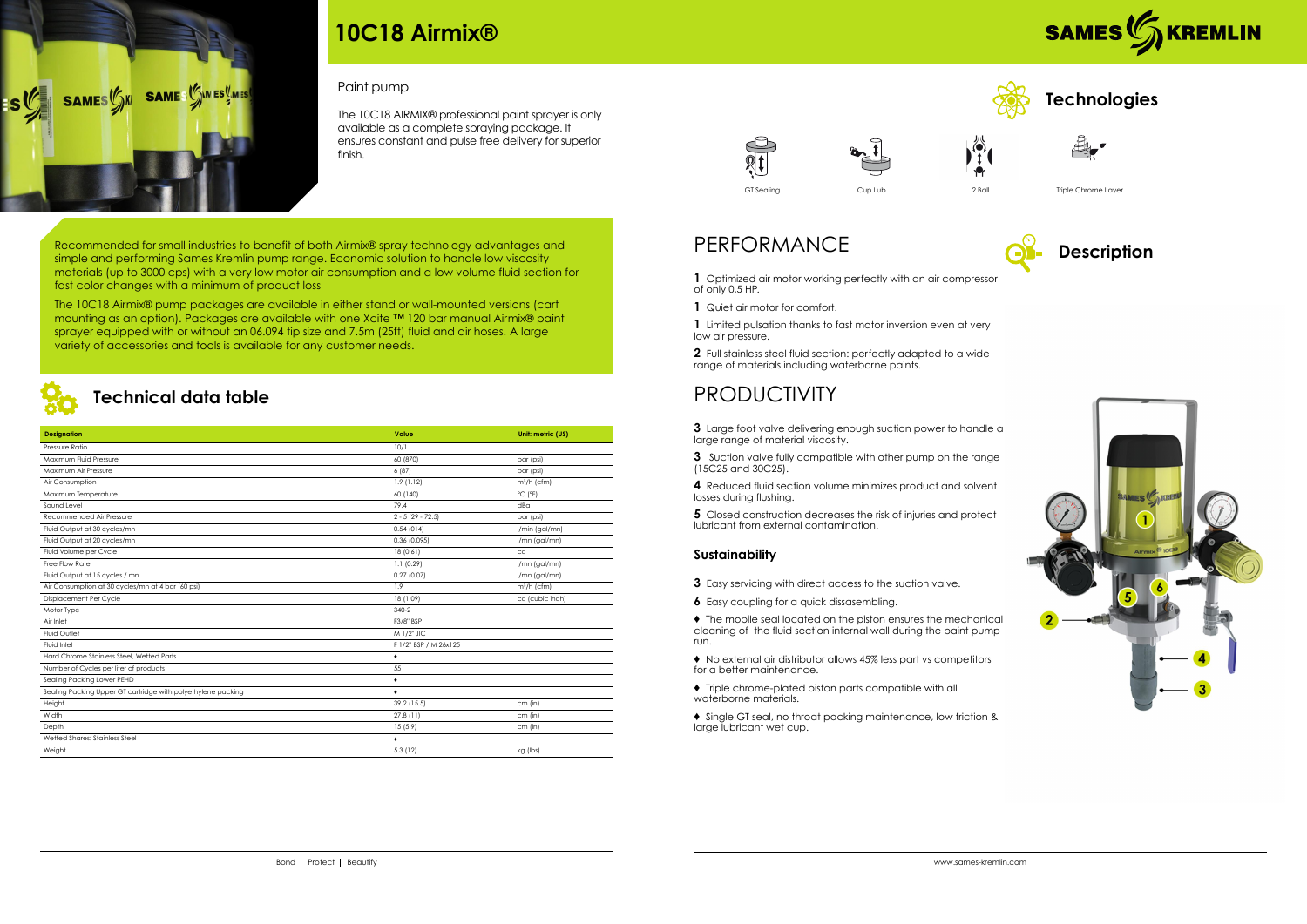# 10C18 Airmix®

Paint pump

The 10C18 AIRMIX® professional paint sprayer is only available as a complete spraying package. It ensures constant and pulse free delivery for superior finish.

Recommended for small industries to benefit of both Airmix® spray technology advantages and simple and performing Sames Kremlin pump range. Economic solution to handle low viscosity materials (up to 3000 cps) with a very low motor air consumption and a low volume fluid section for fast color changes with a minimum of product loss

The 10C18 Airmix® pump packages are available in either stand or wall-mounted versions (cart mounting as an option). Packages are available with one Xcite ™ 120 bar manual Airmix® paint sprayer equipped with or without an 06.094 tip size and 7.5m (25ft) fluid and air hoses. A large variety of accessories and tools is available for any customer needs.

## Technical data table

| Designation | Value | Unit: metric (US) |
|---|---|---|
| Pressure Ratio | 10/1 | |
| Maximum Fluid Pressure | 60 (870) | bar (psi) |
| Maximum Air Pressure | 6 (87) | bar (psi) |
| Air Consumption | 1.9 (1.12) | m³/h (cfm) |
| Maximum Temperature | 60 (140) | °C (°F) |
| Sound Level | 79.4 | dBa |
| Recommended Air Pressure | 2 - 5 (29 - 72.5) | bar (psi) |
| Fluid Output at 30 cycles/mn | 0.54 (014) | l/min (gal/mn) |
| Fluid Output at 20 cycles/mn | 0.36 (0.095) | l/mn (gal/mn) |
| Fluid Volume per Cycle | 18 (0.61) | cc |
| Free Flow Rate | 1.1 (0.29) | l/mn (gal/mn) |
| Fluid Output at 15 cycles / mn | 0.27 (0.07) | l/mn (gal/mn) |
| Air Consumption at 30 cycles/mn at 4 bar (60 psi) | 1.9 | m³/h (cfm) |
| Displacement Per Cycle | 18 (1.09) | cc (cubic inch) |
| Motor Type | 340-2 | |
| Air Inlet | F3/8" BSP | |
| Fluid Outlet | M 1/2" JIC | |
| Fluid Inlet | F 1/2" BSP / M 26x125 | |
| Hard Chrome Stainless Steel, Wetted Parts | ♦ | |
| Number of Cycles per liter of products | 55 | |
| Sealing Packing Lower PEHD | ♦ | |
| Sealing Packing Upper GT cartridge with polyethylene packing | ♦ | |
| Height | 39.2 (15.5) | cm (in) |
| Width | 27.8 (11) | cm (in) |
| Depth | 15 (5.9) | cm (in) |
| Wetted Shares: Stainless Steel | ♦ | |
| Weight | 5.3 (12) | kg (lbs) |

## Technologies

GT Sealing

Cup Lub

2 Ball

Triple Chrome Layer

## Description

## PERFORMANCE

**1** Optimized air motor working perfectly with an air compressor of only 0,5 HP.

**1** Quiet air motor for comfort.

**1** Limited pulsation thanks to fast motor inversion even at very low air pressure.

**2** Full stainless steel fluid section: perfectly adapted to a wide range of materials including waterborne paints.

## PRODUCTIVITY

**3** Large foot valve delivering enough suction power to handle a large range of material viscosity.

**3** Suction valve fully compatible with other pump on the range (15C25 and 30C25).

**4** Reduced fluid section volume minimizes product and solvent losses during flushing.

**5** Closed construction decreases the risk of injuries and protect lubricant from external contamination.

### Sustainability

**3** Easy servicing with direct access to the suction valve.

**6** Easy coupling for a quick dissassembling.

♦ The mobile seal located on the piston ensures the mechanical cleaning of the fluid section internal wall during the paint pump run.

♦ No external air distributor allows 45% less part vs competitors for a better maintenance.

♦ Triple chrome-plated piston parts compatible with all waterborne materials.

♦ Single GT seal, no throat packing maintenance, low friction & large lubricant wet cup.

Bond | Protect | Beautify

www.sames-kremlin.com